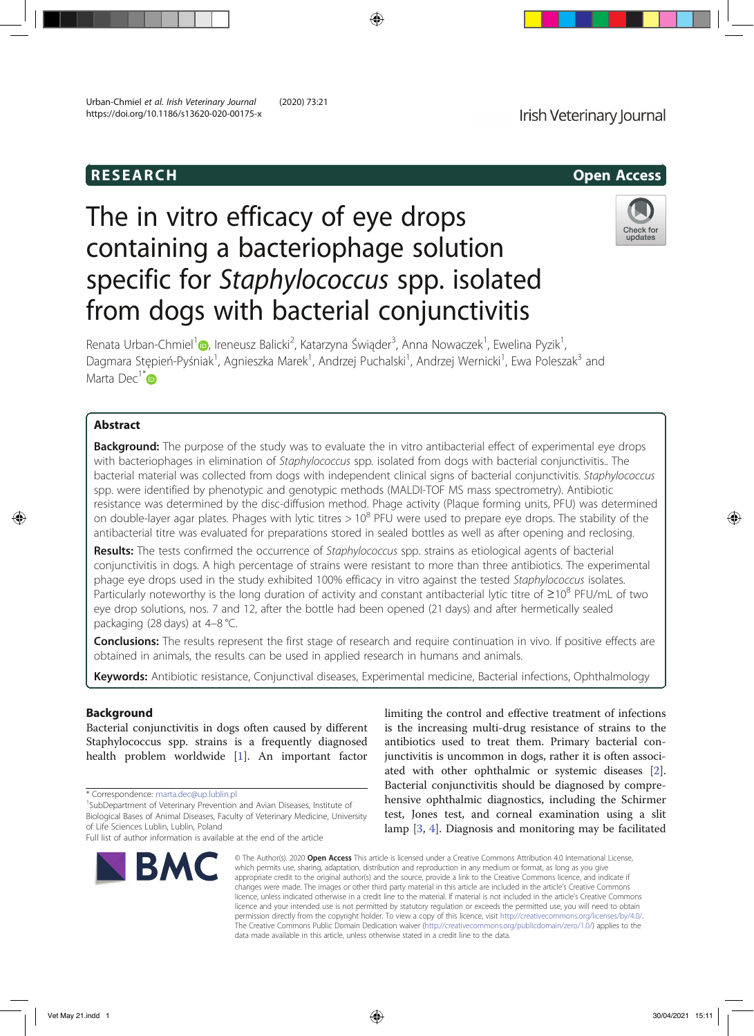RESEARCH

Open Access

# The in vitro efficacy of eye drops containing a bacteriophage solution specific for *Staphylococcus* spp. isolated from dogs with bacterial conjunctivitis

Renata Urban-Chmiel[1], Ireneusz Balicki[2], Katarzyna Świąder[3], Anna Nowaczek[1], Ewelina Pyzik[1], Dagmara Stępień-Pyśniak[1], Agnieszka Marek[1], Andrzej Puchalski[1], Andrzej Wernicki[1], Ewa Poleszak[3] and Marta Dec[1*]

## Abstract

**Background:** The purpose of the study was to evaluate the in vitro antibacterial effect of experimental eye drops with bacteriophages in elimination of *Staphylococcus* spp. isolated from dogs with bacterial conjunctivitis.. The bacterial material was collected from dogs with independent clinical signs of bacterial conjunctivitis. *Staphylococcus* spp. were identified by phenotypic and genotypic methods (MALDI-TOF MS mass spectrometry). Antibiotic resistance was determined by the disc-diffusion method. Phage activity (Plaque forming units, PFU) was determined on double-layer agar plates. Phages with lytic titres > $10^8$ PFU were used to prepare eye drops. The stability of the antibacterial titre was evaluated for preparations stored in sealed bottles as well as after opening and reclosing.

**Results:** The tests confirmed the occurrence of *Staphylococcus* spp. strains as etiological agents of bacterial conjunctivitis in dogs. A high percentage of strains were resistant to more than three antibiotics. The experimental phage eye drops used in the study exhibited 100% efficacy in vitro against the tested *Staphylococcus* isolates. Particularly noteworthy is the long duration of activity and constant antibacterial lytic titre of ≥$10^8$ PFU/mL of two eye drop solutions, nos. 7 and 12, after the bottle had been opened (21 days) and after hermetically sealed packaging (28 days) at 4–8 °C.

**Conclusions:** The results represent the first stage of research and require continuation in vivo. If positive effects are obtained in animals, the results can be used in applied research in humans and animals.

**Keywords:** Antibiotic resistance, Conjunctival diseases, Experimental medicine, Bacterial infections, Ophthalmology

## Background

Bacterial conjunctivitis in dogs often caused by different Staphylococcus spp. strains is a frequently diagnosed health problem worldwide [1]. An important factor limiting the control and effective treatment of infections is the increasing multi-drug resistance of strains to the antibiotics used to treat them. Primary bacterial conjunctivitis is uncommon in dogs, rather it is often associated with other ophthalmic or systemic diseases [2]. Bacterial conjunctivitis should be diagnosed by comprehensive ophthalmic diagnostics, including the Schirmer test, Jones test, and corneal examination using a slit lamp [3, 4]. Diagnosis and monitoring may be facilitated

\* Correspondence: marta.dec@up.lublin.pl
[1]SubDepartment of Veterinary Prevention and Avian Diseases, Institute of Biological Bases of Animal Diseases, Faculty of Veterinary Medicine, University of Life Sciences Lublin, Lublin, Poland
Full list of author information is available at the end of the article

© The Author(s). 2020 **Open Access** This article is licensed under a Creative Commons Attribution 4.0 International License, which permits use, sharing, adaptation, distribution and reproduction in any medium or format, as long as you give appropriate credit to the original author(s) and the source, provide a link to the Creative Commons licence, and indicate if changes were made. The images or other third party material in this article are included in the article's Creative Commons licence, unless indicated otherwise in a credit line to the material. If material is not included in the article's Creative Commons licence and your intended use is not permitted by statutory regulation or exceeds the permitted use, you will need to obtain permission directly from the copyright holder. To view a copy of this licence, visit http://creativecommons.org/licenses/by/4.0/. The Creative Commons Public Domain Dedication waiver (http://creativecommons.org/publicdomain/zero/1.0/) applies to the data made available in this article, unless otherwise stated in a credit line to the data.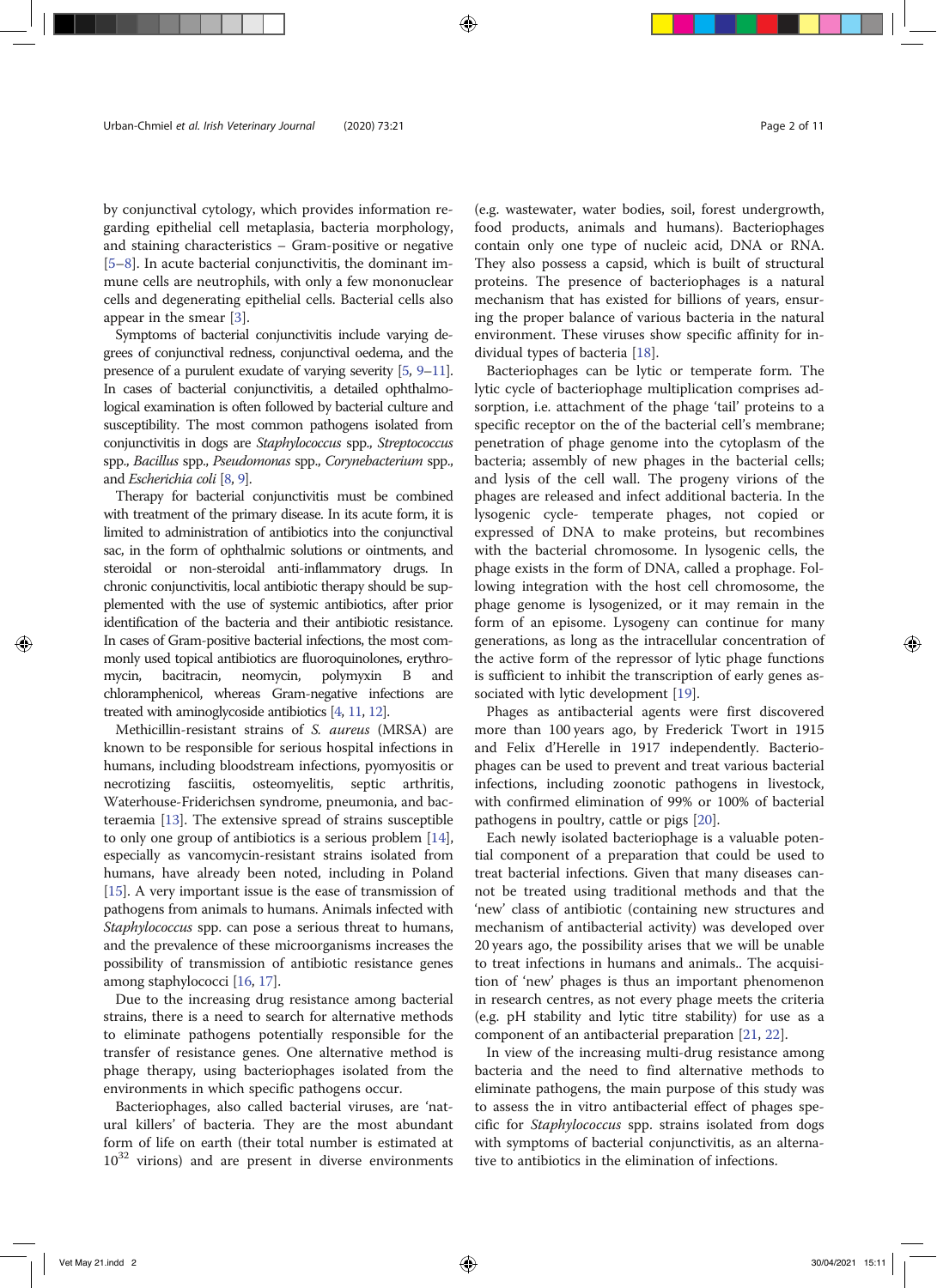by conjunctival cytology, which provides information regarding epithelial cell metaplasia, bacteria morphology, and staining characteristics – Gram-positive or negative [5–8]. In acute bacterial conjunctivitis, the dominant immune cells are neutrophils, with only a few mononuclear cells and degenerating epithelial cells. Bacterial cells also appear in the smear [3].

Symptoms of bacterial conjunctivitis include varying degrees of conjunctival redness, conjunctival oedema, and the presence of a purulent exudate of varying severity [5, 9–11]. In cases of bacterial conjunctivitis, a detailed ophthalmological examination is often followed by bacterial culture and susceptibility. The most common pathogens isolated from conjunctivitis in dogs are *Staphylococcus* spp., *Streptococcus* spp., *Bacillus* spp., *Pseudomonas* spp., *Corynebacterium* spp., and *Escherichia coli* [8, 9].

Therapy for bacterial conjunctivitis must be combined with treatment of the primary disease. In its acute form, it is limited to administration of antibiotics into the conjunctival sac, in the form of ophthalmic solutions or ointments, and steroidal or non-steroidal anti-inflammatory drugs. In chronic conjunctivitis, local antibiotic therapy should be supplemented with the use of systemic antibiotics, after prior identification of the bacteria and their antibiotic resistance. In cases of Gram-positive bacterial infections, the most commonly used topical antibiotics are fluoroquinolones, erythromycin, bacitracin, neomycin, polymyxin B and chloramphenicol, whereas Gram-negative infections are treated with aminoglycoside antibiotics [4, 11, 12].

Methicillin-resistant strains of *S. aureus* (MRSA) are known to be responsible for serious hospital infections in humans, including bloodstream infections, pyomyositis or necrotizing fasciitis, osteomyelitis, septic arthritis, Waterhouse-Friderichsen syndrome, pneumonia, and bacteraemia [13]. The extensive spread of strains susceptible to only one group of antibiotics is a serious problem [14], especially as vancomycin-resistant strains isolated from humans, have already been noted, including in Poland [15]. A very important issue is the ease of transmission of pathogens from animals to humans. Animals infected with *Staphylococcus* spp. can pose a serious threat to humans, and the prevalence of these microorganisms increases the possibility of transmission of antibiotic resistance genes among staphylococci [16, 17].

Due to the increasing drug resistance among bacterial strains, there is a need to search for alternative methods to eliminate pathogens potentially responsible for the transfer of resistance genes. One alternative method is phage therapy, using bacteriophages isolated from the environments in which specific pathogens occur.

Bacteriophages, also called bacterial viruses, are 'natural killers' of bacteria. They are the most abundant form of life on earth (their total number is estimated at $10^{32}$ virions) and are present in diverse environments (e.g. wastewater, water bodies, soil, forest undergrowth, food products, animals and humans). Bacteriophages contain only one type of nucleic acid, DNA or RNA. They also possess a capsid, which is built of structural proteins. The presence of bacteriophages is a natural mechanism that has existed for billions of years, ensuring the proper balance of various bacteria in the natural environment. These viruses show specific affinity for individual types of bacteria [18].

Bacteriophages can be lytic or temperate form. The lytic cycle of bacteriophage multiplication comprises adsorption, i.e. attachment of the phage 'tail' proteins to a specific receptor on the of the bacterial cell's membrane; penetration of phage genome into the cytoplasm of the bacteria; assembly of new phages in the bacterial cells; and lysis of the cell wall. The progeny virions of the phages are released and infect additional bacteria. In the lysogenic cycle- temperate phages, not copied or expressed of DNA to make proteins, but recombines with the bacterial chromosome. In lysogenic cells, the phage exists in the form of DNA, called a prophage. Following integration with the host cell chromosome, the phage genome is lysogenized, or it may remain in the form of an episome. Lysogeny can continue for many generations, as long as the intracellular concentration of the active form of the repressor of lytic phage functions is sufficient to inhibit the transcription of early genes associated with lytic development [19].

Phages as antibacterial agents were first discovered more than 100 years ago, by Frederick Twort in 1915 and Felix d'Herelle in 1917 independently. Bacteriophages can be used to prevent and treat various bacterial infections, including zoonotic pathogens in livestock, with confirmed elimination of 99% or 100% of bacterial pathogens in poultry, cattle or pigs [20].

Each newly isolated bacteriophage is a valuable potential component of a preparation that could be used to treat bacterial infections. Given that many diseases cannot be treated using traditional methods and that the 'new' class of antibiotic (containing new structures and mechanism of antibacterial activity) was developed over 20 years ago, the possibility arises that we will be unable to treat infections in humans and animals.. The acquisition of 'new' phages is thus an important phenomenon in research centres, as not every phage meets the criteria (e.g. pH stability and lytic titre stability) for use as a component of an antibacterial preparation [21, 22].

In view of the increasing multi-drug resistance among bacteria and the need to find alternative methods to eliminate pathogens, the main purpose of this study was to assess the in vitro antibacterial effect of phages specific for *Staphylococcus* spp. strains isolated from dogs with symptoms of bacterial conjunctivitis, as an alternative to antibiotics in the elimination of infections.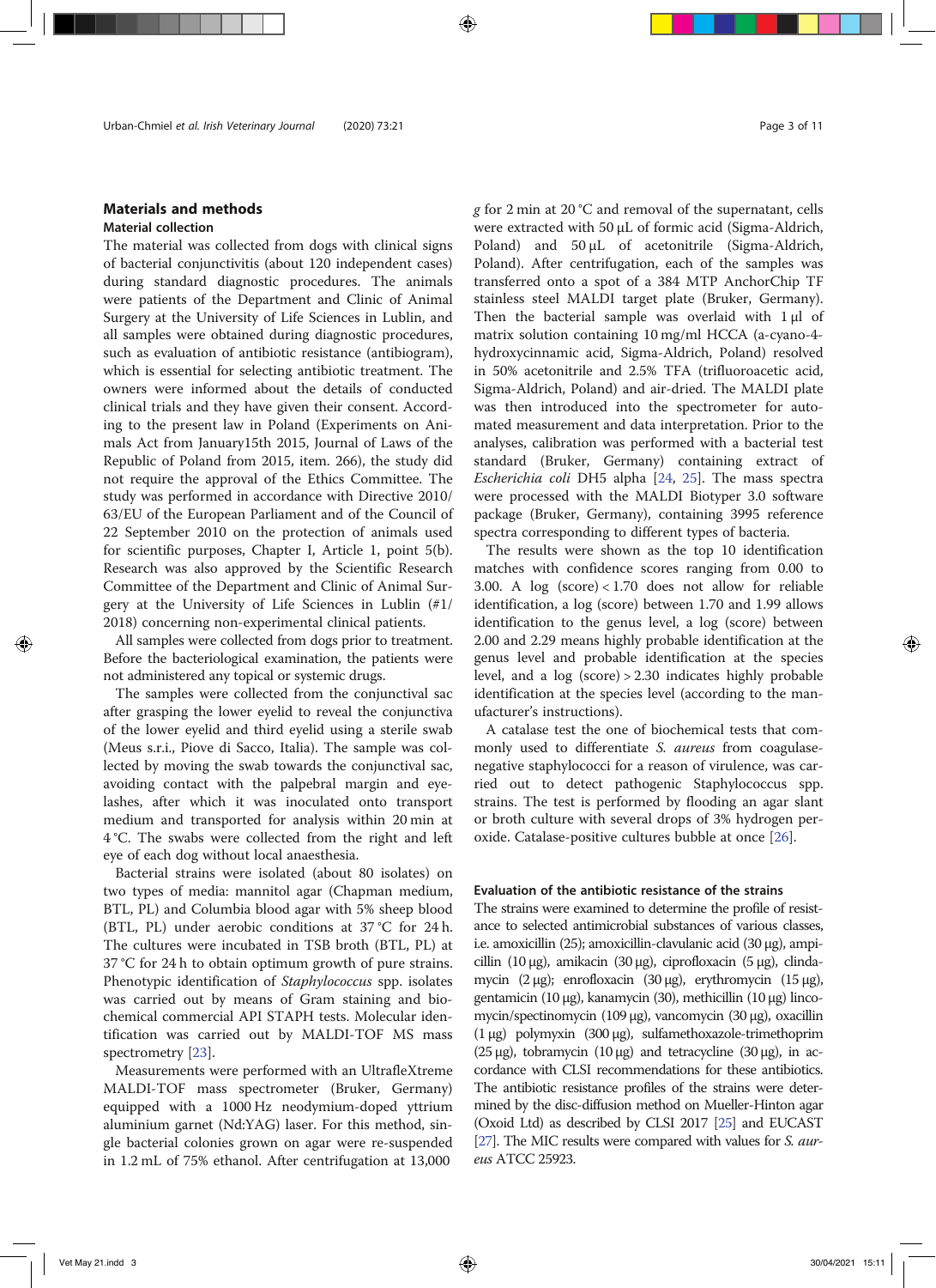## Materials and methods

### Material collection

The material was collected from dogs with clinical signs of bacterial conjunctivitis (about 120 independent cases) during standard diagnostic procedures. The animals were patients of the Department and Clinic of Animal Surgery at the University of Life Sciences in Lublin, and all samples were obtained during diagnostic procedures, such as evaluation of antibiotic resistance (antibiogram), which is essential for selecting antibiotic treatment. The owners were informed about the details of conducted clinical trials and they have given their consent. According to the present law in Poland (Experiments on Animals Act from January15th 2015, Journal of Laws of the Republic of Poland from 2015, item. 266), the study did not require the approval of the Ethics Committee. The study was performed in accordance with Directive 2010/63/EU of the European Parliament and of the Council of 22 September 2010 on the protection of animals used for scientific purposes, Chapter I, Article 1, point 5(b). Research was also approved by the Scientific Research Committee of the Department and Clinic of Animal Surgery at the University of Life Sciences in Lublin (#1/2018) concerning non-experimental clinical patients.

All samples were collected from dogs prior to treatment. Before the bacteriological examination, the patients were not administered any topical or systemic drugs.

The samples were collected from the conjunctival sac after grasping the lower eyelid to reveal the conjunctiva of the lower eyelid and third eyelid using a sterile swab (Meus s.r.i., Piove di Sacco, Italia). The sample was collected by moving the swab towards the conjunctival sac, avoiding contact with the palpebral margin and eyelashes, after which it was inoculated onto transport medium and transported for analysis within 20 min at 4 °C. The swabs were collected from the right and left eye of each dog without local anaesthesia.

Bacterial strains were isolated (about 80 isolates) on two types of media: mannitol agar (Chapman medium, BTL, PL) and Columbia blood agar with 5% sheep blood (BTL, PL) under aerobic conditions at 37 °C for 24 h. The cultures were incubated in TSB broth (BTL, PL) at 37 °C for 24 h to obtain optimum growth of pure strains. Phenotypic identification of *Staphylococcus* spp. isolates was carried out by means of Gram staining and biochemical commercial API STAPH tests. Molecular identification was carried out by MALDI-TOF MS mass spectrometry [23].

Measurements were performed with an UltrafleXtreme MALDI-TOF mass spectrometer (Bruker, Germany) equipped with a 1000 Hz neodymium-doped yttrium aluminium garnet (Nd:YAG) laser. For this method, single bacterial colonies grown on agar were re-suspended in 1.2 mL of 75% ethanol. After centrifugation at 13,000 *g* for 2 min at 20 °C and removal of the supernatant, cells were extracted with 50 μL of formic acid (Sigma-Aldrich, Poland) and 50 μL of acetonitrile (Sigma-Aldrich, Poland). After centrifugation, each of the samples was transferred onto a spot of a 384 MTP AnchorChip TF stainless steel MALDI target plate (Bruker, Germany). Then the bacterial sample was overlaid with 1 μl of matrix solution containing 10 mg/ml HCCA (a-cyano-4-hydroxycinnamic acid, Sigma-Aldrich, Poland) resolved in 50% acetonitrile and 2.5% TFA (trifluoroacetic acid, Sigma-Aldrich, Poland) and air-dried. The MALDI plate was then introduced into the spectrometer for automated measurement and data interpretation. Prior to the analyses, calibration was performed with a bacterial test standard (Bruker, Germany) containing extract of *Escherichia coli* DH5 alpha [24, 25]. The mass spectra were processed with the MALDI Biotyper 3.0 software package (Bruker, Germany), containing 3995 reference spectra corresponding to different types of bacteria.

The results were shown as the top 10 identification matches with confidence scores ranging from 0.00 to 3.00. A log (score) < 1.70 does not allow for reliable identification, a log (score) between 1.70 and 1.99 allows identification to the genus level, a log (score) between 2.00 and 2.29 means highly probable identification at the genus level and probable identification at the species level, and a log (score) > 2.30 indicates highly probable identification at the species level (according to the manufacturer's instructions).

A catalase test the one of biochemical tests that commonly used to differentiate *S. aureus* from coagulase-negative staphylococci for a reason of virulence, was carried out to detect pathogenic Staphylococcus spp. strains. The test is performed by flooding an agar slant or broth culture with several drops of 3% hydrogen peroxide. Catalase-positive cultures bubble at once [26].

### Evaluation of the antibiotic resistance of the strains

The strains were examined to determine the profile of resistance to selected antimicrobial substances of various classes, i.e. amoxicillin (25); amoxicillin-clavulanic acid (30 μg), ampicillin (10 μg), amikacin (30 μg), ciprofloxacin (5 μg), clindamycin (2 μg); enrofloxacin (30 μg), erythromycin (15 μg), gentamicin (10 μg), kanamycin (30), methicillin (10 μg) lincomycin/spectinomycin (109 μg), vancomycin (30 μg), oxacillin (1 μg) polymyxin (300 μg), sulfamethoxazole-trimethoprim (25 μg), tobramycin (10 μg) and tetracycline (30 μg), in accordance with CLSI recommendations for these antibiotics. The antibiotic resistance profiles of the strains were determined by the disc-diffusion method on Mueller-Hinton agar (Oxoid Ltd) as described by CLSI 2017 [25] and EUCAST [27]. The MIC results were compared with values for *S. aureus* ATCC 25923.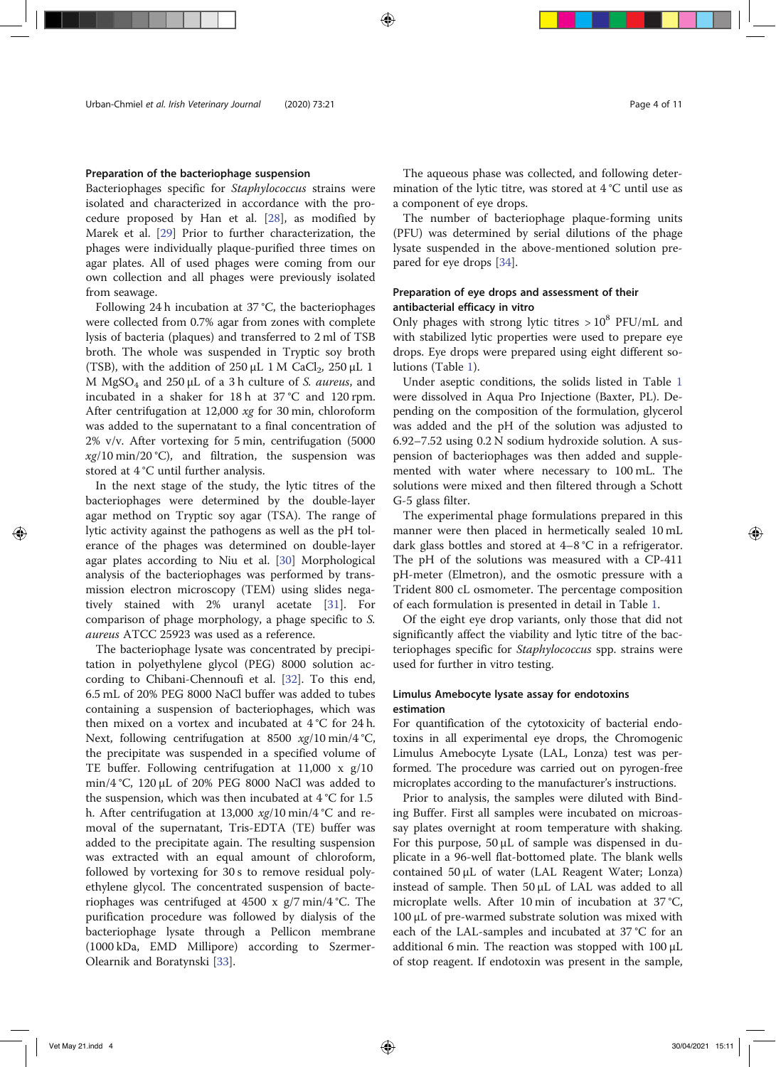### Preparation of the bacteriophage suspension

Bacteriophages specific for *Staphylococcus* strains were isolated and characterized in accordance with the procedure proposed by Han et al. [28], as modified by Marek et al. [29] Prior to further characterization, the phages were individually plaque-purified three times on agar plates. All of used phages were coming from our own collection and all phages were previously isolated from seawage.

Following 24 h incubation at 37 °C, the bacteriophages were collected from 0.7% agar from zones with complete lysis of bacteria (plaques) and transferred to 2 ml of TSB broth. The whole was suspended in Tryptic soy broth (TSB), with the addition of 250 μL 1 M $CaCl_2$, 250 μL 1 M $MgSO_4$ and 250 μL of a 3 h culture of *S. aureus*, and incubated in a shaker for 18 h at 37 °C and 120 rpm. After centrifugation at 12,000 *xg* for 30 min, chloroform was added to the supernatant to a final concentration of 2% v/v. After vortexing for 5 min, centrifugation (5000 *xg*/10 min/20 °C), and filtration, the suspension was stored at 4 °C until further analysis.

In the next stage of the study, the lytic titres of the bacteriophages were determined by the double-layer agar method on Tryptic soy agar (TSA). The range of lytic activity against the pathogens as well as the pH tolerance of the phages was determined on double-layer agar plates according to Niu et al. [30] Morphological analysis of the bacteriophages was performed by transmission electron microscopy (TEM) using slides negatively stained with 2% uranyl acetate [31]. For comparison of phage morphology, a phage specific to *S. aureus* ATCC 25923 was used as a reference.

The bacteriophage lysate was concentrated by precipitation in polyethylene glycol (PEG) 8000 solution according to Chibani-Chennoufi et al. [32]. To this end, 6.5 mL of 20% PEG 8000 NaCl buffer was added to tubes containing a suspension of bacteriophages, which was then mixed on a vortex and incubated at 4 °C for 24 h. Next, following centrifugation at 8500 *xg*/10 min/4 °C, the precipitate was suspended in a specified volume of TE buffer. Following centrifugation at 11,000 x g/10 min/4 °C, 120 μL of 20% PEG 8000 NaCl was added to the suspension, which was then incubated at 4 °C for 1.5 h. After centrifugation at 13,000 *xg*/10 min/4 °C and removal of the supernatant, Tris-EDTA (TE) buffer was added to the precipitate again. The resulting suspension was extracted with an equal amount of chloroform, followed by vortexing for 30 s to remove residual polyethylene glycol. The concentrated suspension of bacteriophages was centrifuged at 4500 x g/7 min/4 °C. The purification procedure was followed by dialysis of the bacteriophage lysate through a Pellicon membrane (1000 kDa, EMD Millipore) according to Szermer-Olearnik and Boratynski [33].

The aqueous phase was collected, and following determination of the lytic titre, was stored at 4 °C until use as a component of eye drops.

The number of bacteriophage plaque-forming units (PFU) was determined by serial dilutions of the phage lysate suspended in the above-mentioned solution prepared for eye drops [34].

### Preparation of eye drops and assessment of their antibacterial efficacy in vitro

Only phages with strong lytic titres > $10^8$ PFU/mL and with stabilized lytic properties were used to prepare eye drops. Eye drops were prepared using eight different solutions (Table 1).

Under aseptic conditions, the solids listed in Table 1 were dissolved in Aqua Pro Injectione (Baxter, PL). Depending on the composition of the formulation, glycerol was added and the pH of the solution was adjusted to 6.92–7.52 using 0.2 N sodium hydroxide solution. A suspension of bacteriophages was then added and supplemented with water where necessary to 100 mL. The solutions were mixed and then filtered through a Schott G-5 glass filter.

The experimental phage formulations prepared in this manner were then placed in hermetically sealed 10 mL dark glass bottles and stored at 4–8 °C in a refrigerator. The pH of the solutions was measured with a CP-411 pH-meter (Elmetron), and the osmotic pressure with a Trident 800 cL osmometer. The percentage composition of each formulation is presented in detail in Table 1.

Of the eight eye drop variants, only those that did not significantly affect the viability and lytic titre of the bacteriophages specific for *Staphylococcus* spp. strains were used for further in vitro testing.

### Limulus Amebocyte lysate assay for endotoxins estimation

For quantification of the cytotoxicity of bacterial endotoxins in all experimental eye drops, the Chromogenic Limulus Amebocyte Lysate (LAL, Lonza) test was performed. The procedure was carried out on pyrogen-free microplates according to the manufacturer's instructions.

Prior to analysis, the samples were diluted with Binding Buffer. First all samples were incubated on microassay plates overnight at room temperature with shaking. For this purpose, 50 μL of sample was dispensed in duplicate in a 96-well flat-bottomed plate. The blank wells contained 50 μL of water (LAL Reagent Water; Lonza) instead of sample. Then 50 μL of LAL was added to all microplate wells. After 10 min of incubation at 37 °C, 100 μL of pre-warmed substrate solution was mixed with each of the LAL-samples and incubated at 37 °C for an additional 6 min. The reaction was stopped with 100 μL of stop reagent. If endotoxin was present in the sample,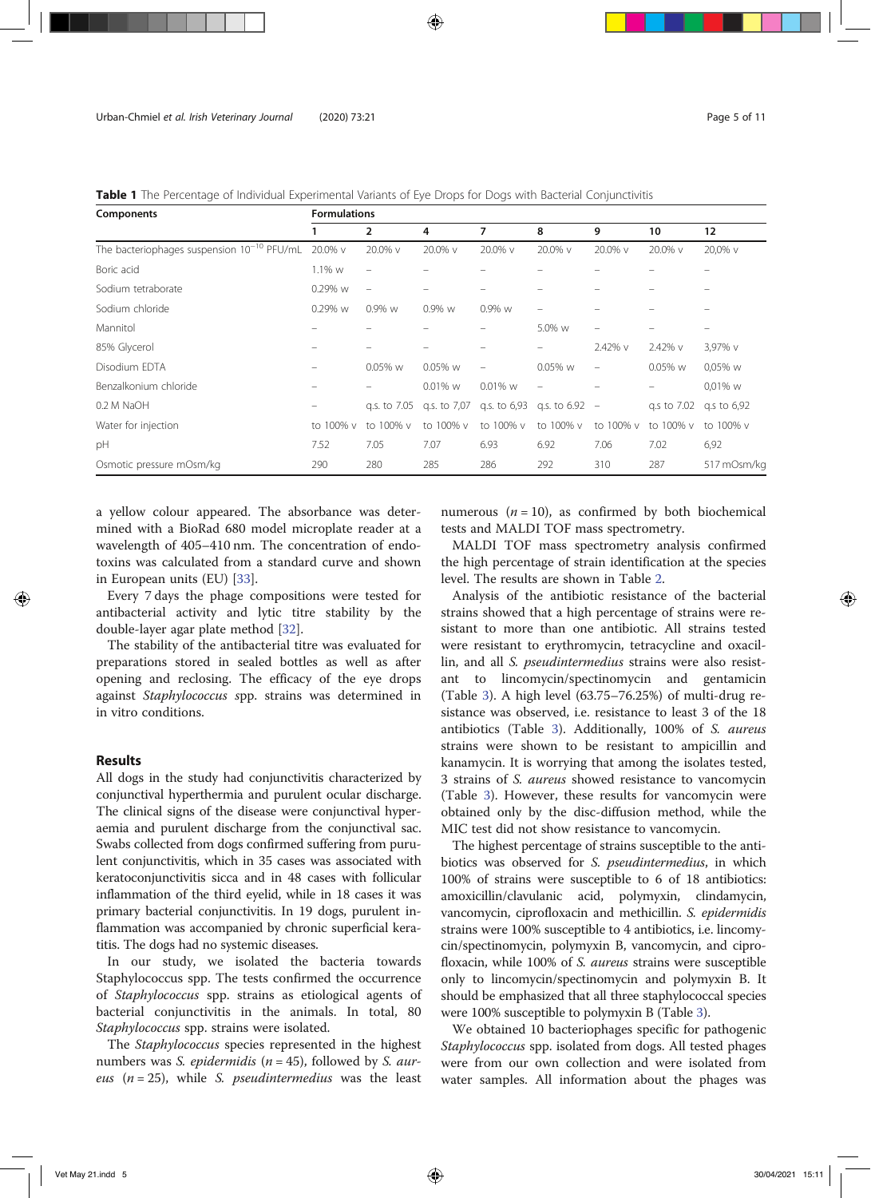**Table 1** The Percentage of Individual Experimental Variants of Eye Drops for Dogs with Bacterial Conjunctivitis

| Components | Formulations | | | | | | | |
|---|---|---|---|---|---|---|---|---|
| | 1 | 2 | 4 | 7 | 8 | 9 | 10 | 12 |
| The bacteriophages suspension $10^{-10}$ PFU/mL | 20.0% v | 20.0% v | 20.0% v | 20.0% v | 20.0% v | 20.0% v | 20.0% v | 20,0% v |
| Boric acid | 1.1% w | – | – | – | – | – | – | – |
| Sodium tetraborate | 0.29% w | – | – | – | – | – | – | – |
| Sodium chloride | 0.29% w | 0.9% w | 0.9% w | 0.9% w | – | – | – | – |
| Mannitol | – | – | – | – | 5.0% w | – | – | – |
| 85% Glycerol | – | – | – | – | – | 2.42% v | 2.42% v | 3,97% v |
| Disodium EDTA | – | 0.05% w | 0.05% w | – | 0.05% w | – | 0.05% w | 0,05% w |
| Benzalkonium chloride | – | – | 0.01% w | 0.01% w | – | – | – | 0,01% w |
| 0.2 M NaOH | – | q.s. to 7.05 | q.s. to 7,07 | q.s. to 6,93 | q.s. to 6.92 | – | q.s to 7.02 | q.s to 6,92 |
| Water for injection | to 100% v | to 100% v | to 100% v | to 100% v | to 100% v | to 100% v | to 100% v | to 100% v |
| pH | 7.52 | 7.05 | 7.07 | 6.93 | 6.92 | 7.06 | 7.02 | 6,92 |
| Osmotic pressure mOsm/kg | 290 | 280 | 285 | 286 | 292 | 310 | 287 | 517 mOsm/kg |

a yellow colour appeared. The absorbance was determined with a BioRad 680 model microplate reader at a wavelength of 405–410 nm. The concentration of endotoxins was calculated from a standard curve and shown in European units (EU) [33].

Every 7 days the phage compositions were tested for antibacterial activity and lytic titre stability by the double-layer agar plate method [32].

The stability of the antibacterial titre was evaluated for preparations stored in sealed bottles as well as after opening and reclosing. The efficacy of the eye drops against *Staphylococcus s*pp. strains was determined in in vitro conditions.

## Results

All dogs in the study had conjunctivitis characterized by conjunctival hyperthermia and purulent ocular discharge. The clinical signs of the disease were conjunctival hyperaemia and purulent discharge from the conjunctival sac. Swabs collected from dogs confirmed suffering from purulent conjunctivitis, which in 35 cases was associated with keratoconjunctivitis sicca and in 48 cases with follicular inflammation of the third eyelid, while in 18 cases it was primary bacterial conjunctivitis. In 19 dogs, purulent inflammation was accompanied by chronic superficial keratitis. The dogs had no systemic diseases.

In our study, we isolated the bacteria towards Staphylococcus spp. The tests confirmed the occurrence of *Staphylococcus* spp. strains as etiological agents of bacterial conjunctivitis in the animals. In total, 80 *Staphylococcus* spp. strains were isolated.

The *Staphylococcus* species represented in the highest numbers was *S. epidermidis* ($n = 45$), followed by *S. aureus* ($n = 25$), while *S. pseudintermedius* was the least numerous ($n = 10$), as confirmed by both biochemical tests and MALDI TOF mass spectrometry.

MALDI TOF mass spectrometry analysis confirmed the high percentage of strain identification at the species level. The results are shown in Table 2.

Analysis of the antibiotic resistance of the bacterial strains showed that a high percentage of strains were resistant to more than one antibiotic. All strains tested were resistant to erythromycin, tetracycline and oxacillin, and all *S. pseudintermedius* strains were also resistant to lincomycin/spectinomycin and gentamicin (Table 3). A high level (63.75–76.25%) of multi-drug resistance was observed, i.e. resistance to least 3 of the 18 antibiotics (Table 3). Additionally, 100% of *S. aureus* strains were shown to be resistant to ampicillin and kanamycin. It is worrying that among the isolates tested, 3 strains of *S. aureus* showed resistance to vancomycin (Table 3). However, these results for vancomycin were obtained only by the disc-diffusion method, while the MIC test did not show resistance to vancomycin.

The highest percentage of strains susceptible to the antibiotics was observed for *S. pseudintermedius*, in which 100% of strains were susceptible to 6 of 18 antibiotics: amoxicillin/clavulanic acid, polymyxin, clindamycin, vancomycin, ciprofloxacin and methicillin. *S. epidermidis* strains were 100% susceptible to 4 antibiotics, i.e. lincomycin/spectinomycin, polymyxin B, vancomycin, and ciprofloxacin, while 100% of *S. aureus* strains were susceptible only to lincomycin/spectinomycin and polymyxin B. It should be emphasized that all three staphylococcal species were 100% susceptible to polymyxin B (Table 3).

We obtained 10 bacteriophages specific for pathogenic *Staphylococcus* spp. isolated from dogs. All tested phages were from our own collection and were isolated from water samples. All information about the phages was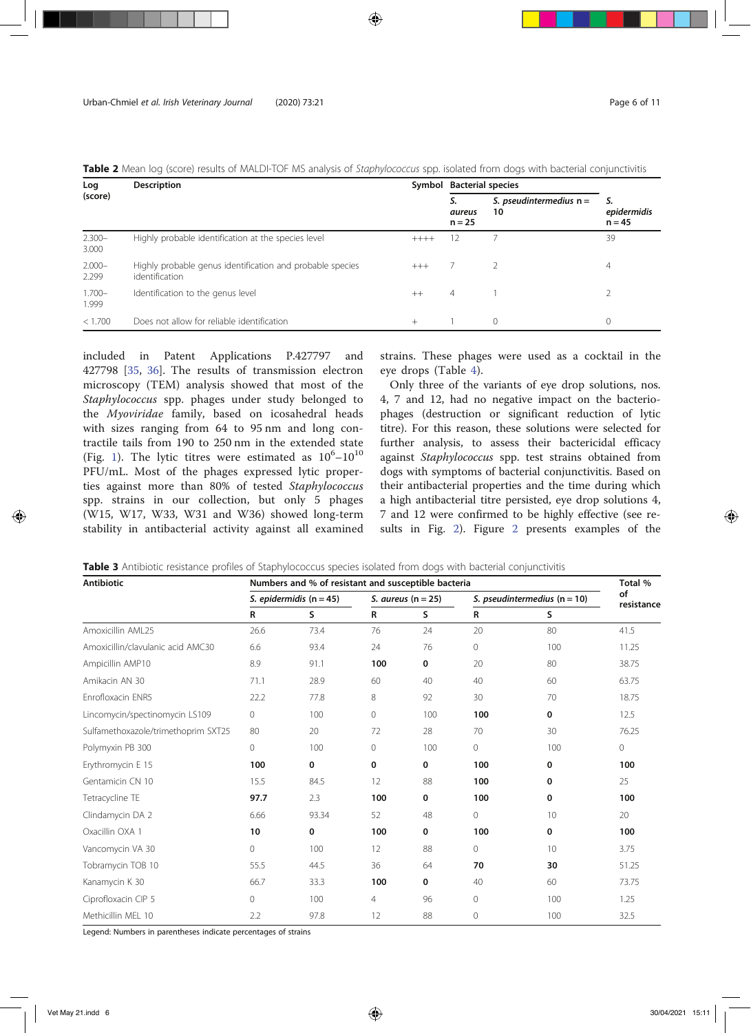**Table 2** Mean log (score) results of MALDI-TOF MS analysis of *Staphylococcus* spp. isolated from dogs with bacterial conjunctivitis

| Log (score) | Description | Symbol | Bacterial species | | |
|---|---|---|---|---|---|
| | | | *S. aureus* n = 25 | *S. pseudintermedius* n = 10 | *S. epidermidis* n = 45 |
| 2.300–3.000 | Highly probable identification at the species level | ++++ | 12 | 7 | 39 |
| 2.000–2.299 | Highly probable genus identification and probable species identification | +++ | 7 | 2 | 4 |
| 1.700–1.999 | Identification to the genus level | ++ | 4 | 1 | 2 |
| < 1.700 | Does not allow for reliable identification | + | 1 | 0 | 0 |

included in Patent Applications P.427797 and 427798 [35, 36]. The results of transmission electron microscopy (TEM) analysis showed that most of the *Staphylococcus* spp. phages under study belonged to the *Myoviridae* family, based on icosahedral heads with sizes ranging from 64 to 95 nm and long contractile tails from 190 to 250 nm in the extended state (Fig. 1). The lytic titres were estimated as $10^6$–$10^{10}$ PFU/mL. Most of the phages expressed lytic properties against more than 80% of tested *Staphylococcus* spp. strains in our collection, but only 5 phages (W15, W17, W33, W31 and W36) showed long-term stability in antibacterial activity against all examined strains. These phages were used as a cocktail in the eye drops (Table 4).

Only three of the variants of eye drop solutions, nos. 4, 7 and 12, had no negative impact on the bacteriophages (destruction or significant reduction of lytic titre). For this reason, these solutions were selected for further analysis, to assess their bactericidal efficacy against *Staphylococcus* spp. test strains obtained from dogs with symptoms of bacterial conjunctivitis. Based on their antibacterial properties and the time during which a high antibacterial titre persisted, eye drop solutions 4, 7 and 12 were confirmed to be highly effective (see results in Fig. 2). Figure 2 presents examples of the

**Table 3** Antibiotic resistance profiles of Staphylococcus species isolated from dogs with bacterial conjunctivitis

| Antibiotic | Numbers and % of resistant and susceptible bacteria | | | | | | Total % of resistance |
|---|---|---|---|---|---|---|---|
| | *S. epidermidis* (n = 45) | | *S. aureus* (n = 25) | | *S. pseudintermedius* (n = 10) | | |
| | R | S | R | S | R | S | |
| Amoxicillin AML25 | 26.6 | 73.4 | 76 | 24 | 20 | 80 | 41.5 |
| Amoxicillin/clavulanic acid AMC30 | 6.6 | 93.4 | 24 | 76 | 0 | 100 | 11.25 |
| Ampicillin AMP10 | 8.9 | 91.1 | **100** | **0** | 20 | 80 | 38.75 |
| Amikacin AN 30 | 71.1 | 28.9 | 60 | 40 | 40 | 60 | 63.75 |
| Enrofloxacin ENR5 | 22.2 | 77.8 | 8 | 92 | 30 | 70 | 18.75 |
| Lincomycin/spectinomycin LS109 | 0 | 100 | 0 | 100 | **100** | **0** | 12.5 |
| Sulfamethoxazole/trimethoprim SXT25 | 80 | 20 | 72 | 28 | 70 | 30 | 76.25 |
| Polymyxin PB 300 | 0 | 100 | 0 | 100 | 0 | 100 | 0 |
| Erythromycin E 15 | **100** | **0** | **0** | **0** | **100** | **0** | **100** |
| Gentamicin CN 10 | 15.5 | 84.5 | 12 | 88 | **100** | **0** | 25 |
| Tetracycline TE | **97.7** | 2.3 | **100** | **0** | **100** | **0** | **100** |
| Clindamycin DA 2 | 6.66 | 93.34 | 52 | 48 | 0 | 10 | 20 |
| Oxacillin OXA 1 | **10** | **0** | **100** | **0** | **100** | **0** | **100** |
| Vancomycin VA 30 | 0 | 100 | 12 | 88 | 0 | 10 | 3.75 |
| Tobramycin TOB 10 | 55.5 | 44.5 | 36 | 64 | **70** | **30** | 51.25 |
| Kanamycin K 30 | 66.7 | 33.3 | **100** | **0** | 40 | 60 | 73.75 |
| Ciprofloxacin CIP 5 | 0 | 100 | 4 | 96 | 0 | 100 | 1.25 |
| Methicillin MEL 10 | 2.2 | 97.8 | 12 | 88 | 0 | 100 | 32.5 |

Legend: Numbers in parentheses indicate percentages of strains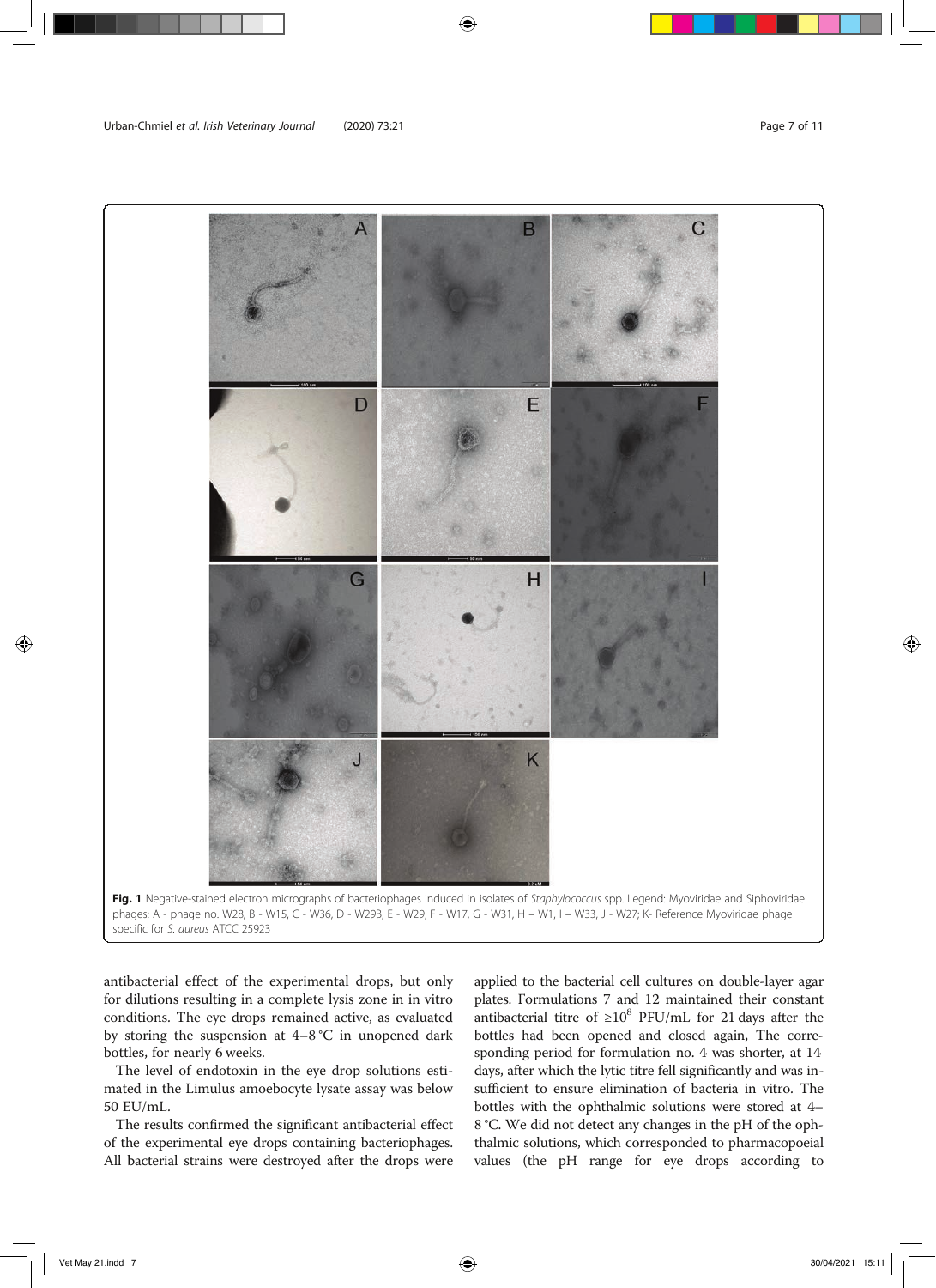**Fig. 1** Negative-stained electron micrographs of bacteriophages induced in isolates of *Staphylococcus* spp. Legend: Myoviridae and Siphoviridae phages: A - phage no. W28, B - W15, C - W36, D - W29B, E - W29, F - W17, G - W31, H – W1, I – W33, J - W27; K- Reference Myoviridae phage specific for *S. aureus* ATCC 25923

antibacterial effect of the experimental drops, but only for dilutions resulting in a complete lysis zone in in vitro conditions. The eye drops remained active, as evaluated by storing the suspension at 4–8 °C in unopened dark bottles, for nearly 6 weeks.

The level of endotoxin in the eye drop solutions estimated in the Limulus amoebocyte lysate assay was below 50 EU/mL.

The results confirmed the significant antibacterial effect of the experimental eye drops containing bacteriophages. All bacterial strains were destroyed after the drops were applied to the bacterial cell cultures on double-layer agar plates. Formulations 7 and 12 maintained their constant antibacterial titre of $\geq 10^8$ PFU/mL for 21 days after the bottles had been opened and closed again, The corresponding period for formulation no. 4 was shorter, at 14 days, after which the lytic titre fell significantly and was insufficient to ensure elimination of bacteria in vitro. The bottles with the ophthalmic solutions were stored at 4–8 °C. We did not detect any changes in the pH of the ophthalmic solutions, which corresponded to pharmacopoeial values (the pH range for eye drops according to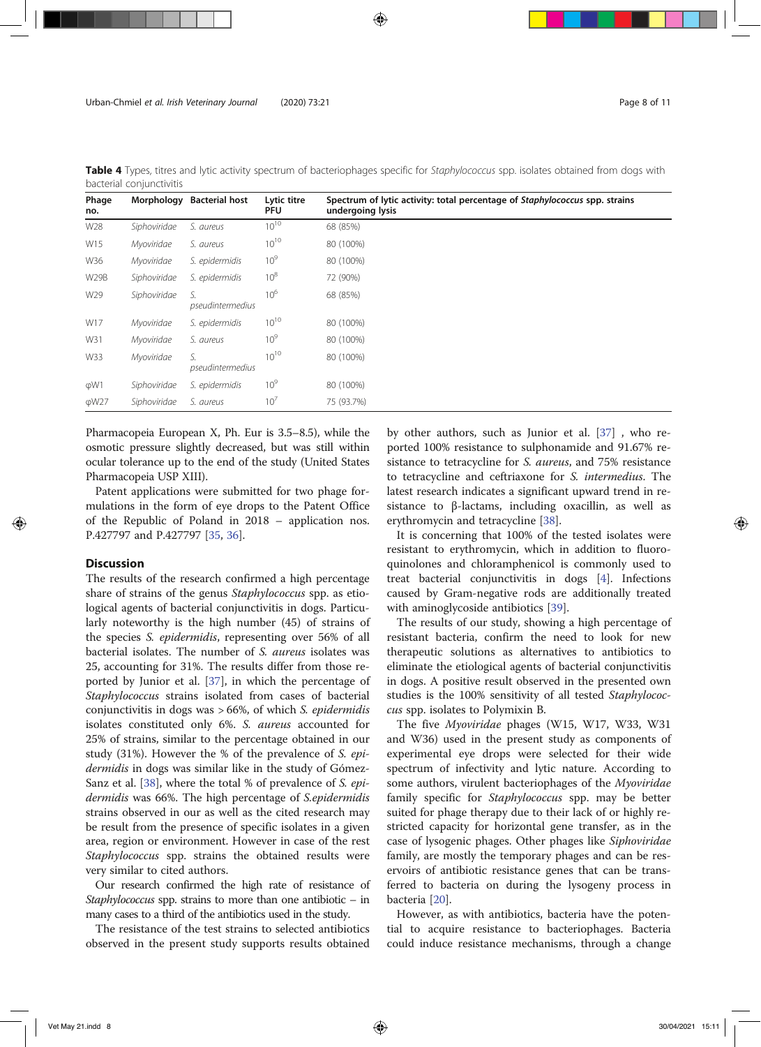**Table 4** Types, titres and lytic activity spectrum of bacteriophages specific for *Staphylococcus* spp. isolates obtained from dogs with bacterial conjunctivitis

| Phage no. | Morphology | Bacterial host | Lytic titre PFU | Spectrum of lytic activity: total percentage of *Staphylococcus* spp. strains undergoing lysis |
|---|---|---|---|---|
| W28 | *Siphoviridae* | *S. aureus* | $10^{10}$ | 68 (85%) |
| W15 | *Myoviridae* | *S. aureus* | $10^{10}$ | 80 (100%) |
| W36 | *Myoviridae* | *S. epidermidis* | $10^{9}$ | 80 (100%) |
| W29B | *Siphoviridae* | *S. epidermidis* | $10^{8}$ | 72 (90%) |
| W29 | *Siphoviridae* | *S. pseudintermedius* | $10^{6}$ | 68 (85%) |
| W17 | *Myoviridae* | *S. epidermidis* | $10^{10}$ | 80 (100%) |
| W31 | *Myoviridae* | *S. aureus* | $10^{9}$ | 80 (100%) |
| W33 | *Myoviridae* | *S. pseudintermedius* | $10^{10}$ | 80 (100%) |
| φW1 | *Siphoviridae* | *S. epidermidis* | $10^{9}$ | 80 (100%) |
| φW27 | *Siphoviridae* | *S. aureus* | $10^{7}$ | 75 (93.7%) |

Pharmacopeia European X, Ph. Eur is 3.5–8.5), while the osmotic pressure slightly decreased, but was still within ocular tolerance up to the end of the study (United States Pharmacopeia USP XIII).

Patent applications were submitted for two phage formulations in the form of eye drops to the Patent Office of the Republic of Poland in 2018 – application nos. P.427797 and P.427797 [35, 36].

## Discussion

The results of the research confirmed a high percentage share of strains of the genus *Staphylococcus* spp. as etiological agents of bacterial conjunctivitis in dogs. Particularly noteworthy is the high number (45) of strains of the species *S. epidermidis*, representing over 56% of all bacterial isolates. The number of *S. aureus* isolates was 25, accounting for 31%. The results differ from those reported by Junior et al. [37], in which the percentage of *Staphylococcus* strains isolated from cases of bacterial conjunctivitis in dogs was > 66%, of which *S. epidermidis* isolates constituted only 6%. *S. aureus* accounted for 25% of strains, similar to the percentage obtained in our study (31%). However the % of the prevalence of *S. epidermidis* in dogs was similar like in the study of Gómez-Sanz et al. [38], where the total % of prevalence of *S. epidermidis* was 66%. The high percentage of *S.epidermidis* strains observed in our as well as the cited research may be result from the presence of specific isolates in a given area, region or environment. However in case of the rest *Staphylococcus* spp. strains the obtained results were very similar to cited authors.

Our research confirmed the high rate of resistance of *Staphylococcus* spp. strains to more than one antibiotic – in many cases to a third of the antibiotics used in the study.

The resistance of the test strains to selected antibiotics observed in the present study supports results obtained by other authors, such as Junior et al. [37] , who reported 100% resistance to sulphonamide and 91.67% resistance to tetracycline for *S. aureus*, and 75% resistance to tetracycline and ceftriaxone for *S. intermedius*. The latest research indicates a significant upward trend in resistance to β-lactams, including oxacillin, as well as erythromycin and tetracycline [38].

It is concerning that 100% of the tested isolates were resistant to erythromycin, which in addition to fluoroquinolones and chloramphenicol is commonly used to treat bacterial conjunctivitis in dogs [4]. Infections caused by Gram-negative rods are additionally treated with aminoglycoside antibiotics [39].

The results of our study, showing a high percentage of resistant bacteria, confirm the need to look for new therapeutic solutions as alternatives to antibiotics to eliminate the etiological agents of bacterial conjunctivitis in dogs. A positive result observed in the presented own studies is the 100% sensitivity of all tested *Staphylococcus* spp. isolates to Polymixin B.

The five *Myoviridae* phages (W15, W17, W33, W31 and W36) used in the present study as components of experimental eye drops were selected for their wide spectrum of infectivity and lytic nature. According to some authors, virulent bacteriophages of the *Myoviridae* family specific for *Staphylococcus* spp. may be better suited for phage therapy due to their lack of or highly restricted capacity for horizontal gene transfer, as in the case of lysogenic phages. Other phages like *Siphoviridae* family, are mostly the temporary phages and can be reservoirs of antibiotic resistance genes that can be transferred to bacteria on during the lysogeny process in bacteria [20].

However, as with antibiotics, bacteria have the potential to acquire resistance to bacteriophages. Bacteria could induce resistance mechanisms, through a change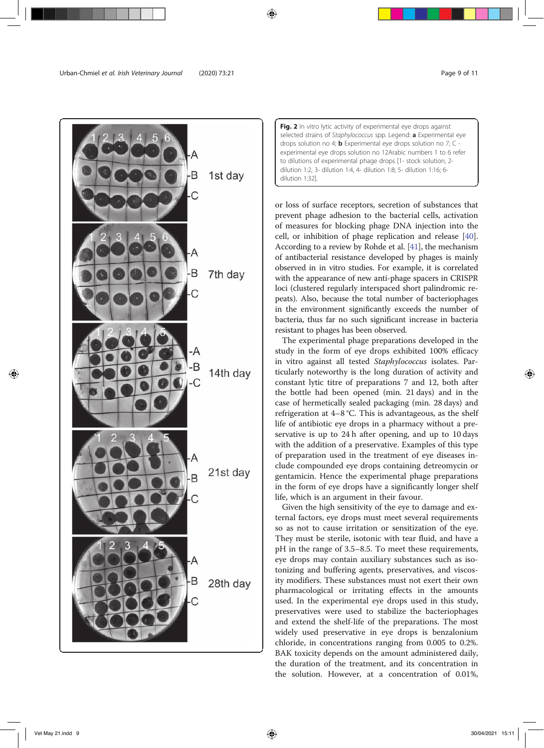**Fig. 2** In vitro lytic activity of experimental eye drops against selected strains of *Staphylococcus* spp. Legend: **a** Experimental eye drops solution no 4; **b** Experimental eye drops solution no 7; C - experimental eye drops solution no 12Arabic numbers 1 to 6 refer to dilutions of experimental phage drops [1- stock solution, 2- dilution 1:2, 3- dilution 1:4, 4- dilution 1:8; 5- dilution 1:16; 6- dilution 1:32].

or loss of surface receptors, secretion of substances that prevent phage adhesion to the bacterial cells, activation of measures for blocking phage DNA injection into the cell, or inhibition of phage replication and release [40]. According to a review by Rohde et al. [41], the mechanism of antibacterial resistance developed by phages is mainly observed in in vitro studies. For example, it is correlated with the appearance of new anti-phage spacers in CRISPR loci (clustered regularly interspaced short palindromic repeats). Also, because the total number of bacteriophages in the environment significantly exceeds the number of bacteria, thus far no such significant increase in bacteria resistant to phages has been observed.

The experimental phage preparations developed in the study in the form of eye drops exhibited 100% efficacy in vitro against all tested *Staphylococcus* isolates. Particularly noteworthy is the long duration of activity and constant lytic titre of preparations 7 and 12, both after the bottle had been opened (min. 21 days) and in the case of hermetically sealed packaging (min. 28 days) and refrigeration at 4–8 °C. This is advantageous, as the shelf life of antibiotic eye drops in a pharmacy without a preservative is up to 24 h after opening, and up to 10 days with the addition of a preservative. Examples of this type of preparation used in the treatment of eye diseases include compounded eye drops containing detreomycin or gentamicin. Hence the experimental phage preparations in the form of eye drops have a significantly longer shelf life, which is an argument in their favour.

Given the high sensitivity of the eye to damage and external factors, eye drops must meet several requirements so as not to cause irritation or sensitization of the eye. They must be sterile, isotonic with tear fluid, and have a pH in the range of 3.5–8.5. To meet these requirements, eye drops may contain auxiliary substances such as isotonizing and buffering agents, preservatives, and viscosity modifiers. These substances must not exert their own pharmacological or irritating effects in the amounts used. In the experimental eye drops used in this study, preservatives were used to stabilize the bacteriophages and extend the shelf-life of the preparations. The most widely used preservative in eye drops is benzalonium chloride, in concentrations ranging from 0.005 to 0.2%. BAK toxicity depends on the amount administered daily, the duration of the treatment, and its concentration in the solution. However, at a concentration of 0.01%,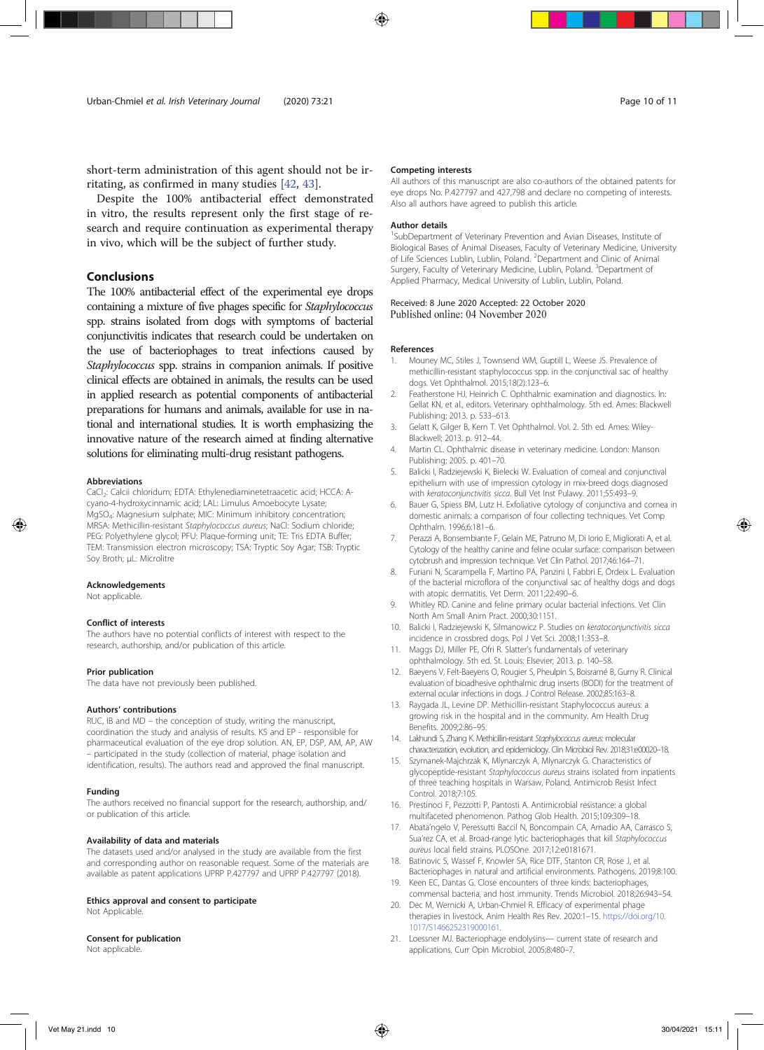short-term administration of this agent should not be irritating, as confirmed in many studies [42, 43].

Despite the 100% antibacterial effect demonstrated in vitro, the results represent only the first stage of research and require continuation as experimental therapy in vivo, which will be the subject of further study.

## Conclusions

The 100% antibacterial effect of the experimental eye drops containing a mixture of five phages specific for *Staphylococcus* spp. strains isolated from dogs with symptoms of bacterial conjunctivitis indicates that research could be undertaken on the use of bacteriophages to treat infections caused by *Staphylococcus* spp. strains in companion animals. If positive clinical effects are obtained in animals, the results can be used in applied research as potential components of antibacterial preparations for humans and animals, available for use in national and international studies. It is worth emphasizing the innovative nature of the research aimed at finding alternative solutions for eliminating multi-drug resistant pathogens.

#### Abbreviations

$CaCl_2$: Calcii chloridum; EDTA: Ethylenediaminetetraacetic acid; HCCA: A-cyano-4-hydroxycinnamic acid; LAL: Limulus Amoebocyte Lysate; $MgSO_4$: Magnesium sulphate; MIC: Minimum inhibitory concentration; MRSA: Methicillin-resistant *Staphylococcus aureus*; NaCl: Sodium chloride; PEG: Polyethylene glycol; PFU: Plaque-forming unit; TE: Tris EDTA Buffer; TEM: Transmission electron microscopy; TSA: Tryptic Soy Agar; TSB: Tryptic Soy Broth; µL: Microlitre

#### Acknowledgements

Not applicable.

#### Conflict of interests

The authors have no potential conflicts of interest with respect to the research, authorship, and/or publication of this article.

#### Prior publication

The data have not previously been published.

#### Authors' contributions

RUC, IB and MD – the conception of study, writing the manuscript, coordination the study and analysis of results. KS and EP - responsible for pharmaceutical evaluation of the eye drop solution. AN, EP, DSP, AM, AP, AW – participated in the study (collection of material, phage isolation and identification, results). The authors read and approved the final manuscript.

#### Funding

The authors received no financial support for the research, authorship, and/or publication of this article.

#### Availability of data and materials

The datasets used and/or analysed in the study are available from the first and corresponding author on reasonable request. Some of the materials are available as patent applications UPRP P.427797 and UPRP P.427797 (2018).

#### Ethics approval and consent to participate

Not Applicable.

#### Consent for publication

Not applicable.

#### Competing interests

All authors of this manuscript are also co-authors of the obtained patents for eye drops No. P.427797 and 427,798 and declare no competing of interests. Also all authors have agreed to publish this article.

#### Author details

[1]SubDepartment of Veterinary Prevention and Avian Diseases, Institute of Biological Bases of Animal Diseases, Faculty of Veterinary Medicine, University of Life Sciences Lublin, Lublin, Poland. [2]Department and Clinic of Animal Surgery, Faculty of Veterinary Medicine, Lublin, Poland. [3]Department of Applied Pharmacy, Medical University of Lublin, Lublin, Poland.

Received: 8 June 2020 Accepted: 22 October 2020
Published online: 04 November 2020

#### References

1. Mouney MC, Stiles J, Townsend WM, Guptill L, Weese JS. Prevalence of methicillin-resistant staphylococcus spp. in the conjunctival sac of healthy dogs. Vet Ophthalmol. 2015;18(2):123–6.
2. Featherstone HJ, Heinrich C. Ophthalmic examination and diagnostics. In: Gellat KN, et al., editors. Veterinary ophthalmology. 5th ed. Ames: Blackwell Publishing; 2013. p. 533–613.
3. Gelatt K, Gilger B, Kern T. Vet Ophthalmol. Vol. 2. 5th ed. Ames: Wiley-Blackwell; 2013. p. 912–44.
4. Martin CL. Ophthalmic disease in veterinary medicine. London: Manson Publishing; 2005. p. 401–70.
5. Balicki I, Radziejewski K, Bielecki W. Evaluation of corneal and conjunctival epithelium with use of impression cytology in mix-breed dogs diagnosed with *keratoconjunctivitis sicca*. Bull Vet Inst Pulawy. 2011;55:493–9.
6. Bauer G, Spiess BM, Lutz H. Exfoliative cytology of conjunctiva and cornea in domestic animals: a comparison of four collecting techniques. Vet Comp Ophthalm. 1996;6:181–6.
7. Perazzi A, Bonsembiante F, Gelain ME, Patruno M, Di Iorio E, Migliorati A, et al. Cytology of the healthy canine and feline ocular surface: comparison between cytobrush and impression technique. Vet Clin Pathol. 2017;46:164–71.
8. Furiani N, Scarampella F, Martino PA, Panzini I, Fabbri E, Ordeix L. Evaluation of the bacterial microflora of the conjunctival sac of healthy dogs and dogs with atopic dermatitis. Vet Derm. 2011;22:490–6.
9. Whitley RD. Canine and feline primary ocular bacterial infections. Vet Clin North Am Small Anim Pract. 2000;30:1151.
10. Balicki I, Radziejewski K, Silmanowicz P. Studies on *keratoconjunctivitis sicca* incidence in crossbred dogs. Pol J Vet Sci. 2008;11:353–8.
11. Maggs DJ, Miller PE, Ofri R. Slatter's fundamentals of veterinary ophthalmology. 5th ed. St. Louis: Elsevier; 2013. p. 140–58.
12. Baeyens V, Felt-Baeyens O, Rougier S, Pheulpin S, Boisramé B, Gurny R. Clinical evaluation of bioadhesive ophthalmic drug inserts (BODI) for the treatment of external ocular infections in dogs. J Control Release. 2002;85:163–8.
13. Raygada JL, Levine DP. Methicillin-resistant Staphylococcus aureus: a growing risk in the hospital and in the community. Am Health Drug Benefits. 2009;2:86–95.
14. Lakhundi S, Zhang K. Methicillin-resistant *Staphylococcus aureus*: molecular characterization, evolution, and epidemiology. Clin Microbiol Rev. 2018;31:e00020–18.
15. Szymanek-Majchrzak K, Mlynarczyk A, Mlynarczyk G. Characteristics of glycopeptide-resistant *Staphylococcus aureus* strains isolated from inpatients of three teaching hospitals in Warsaw, Poland. Antimicrob Resist Infect Control. 2018;7:105.
16. Prestinoci F, Pezzotti P, Pantosti A. Antimicrobial resistance: a global multifaceted phenomenon. Pathog Glob Health. 2015;109:309–18.
17. Abata'ngelo V, Peressutti Baccil N, Boncompain CA, Amadio AA, Carrasco S, Sua'rez CA, et al. Broad-range lytic bacteriophages that kill *Staphylococcus aureus* local field strains. PLOSOne. 2017;12:e0181671.
18. Batinovic S, Wassef F, Knowler SA, Rice DTF, Stanton CR, Rose J, et al. Bacteriophages in natural and artificial environments. Pathogens. 2019;8:100.
19. Keen EC, Dantas G. Close encounters of three kinds: bacteriophages, commensal bacteria, and host immunity. Trends Microbiol. 2018;26:943–54.
20. Dec M, Wernicki A, Urban-Chmiel R. Efficacy of experimental phage therapies in livestock. Anim Health Res Rev. 2020:1–15. https://doi.org/10.1017/S1466252319000161.
21. Loessner MJ. Bacteriophage endolysins— current state of research and applications. Curr Opin Microbiol. 2005;8:480–7.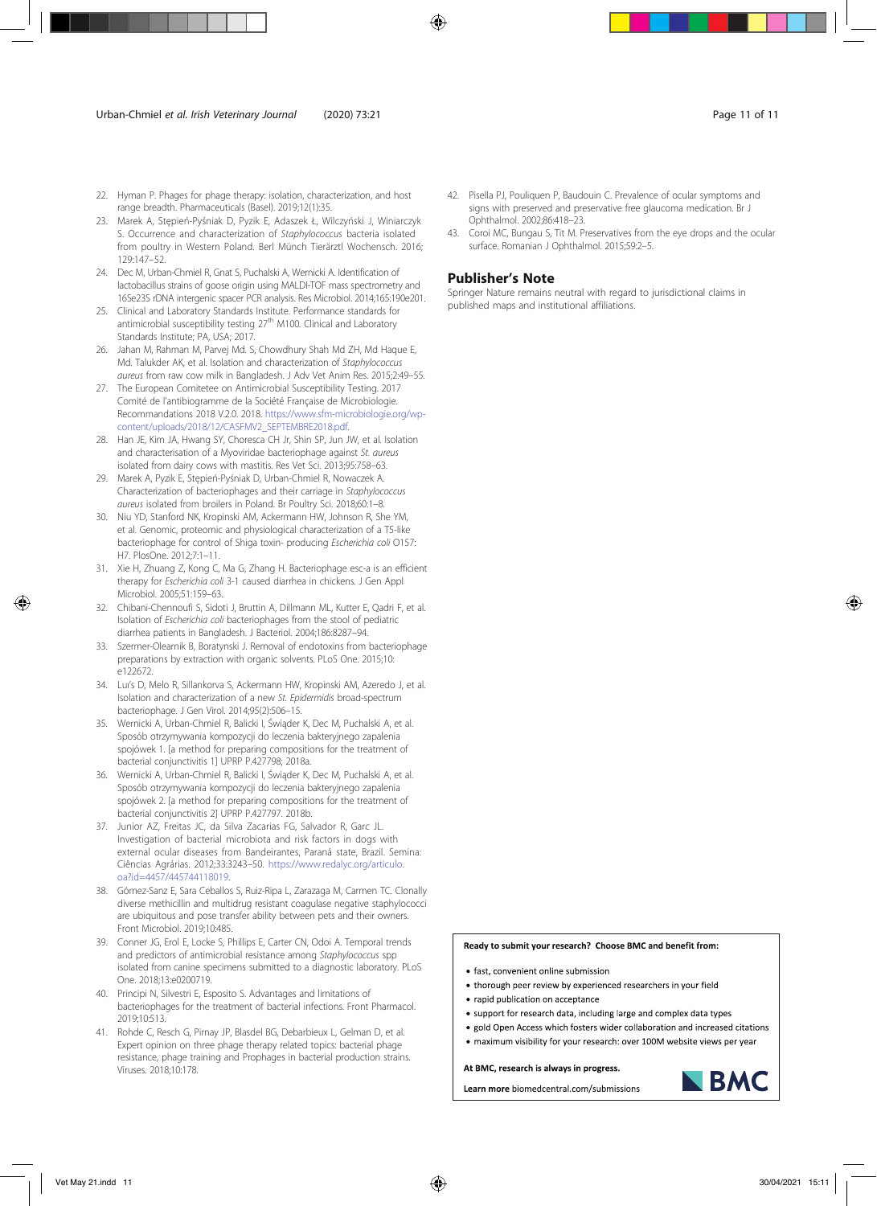22. Hyman P. Phages for phage therapy: isolation, characterization, and host range breadth. Pharmaceuticals (Basel). 2019;12(1):35.
23. Marek A, Stępień-Pyśniak D, Pyzik E, Adaszek Ł, Wilczyński J, Winiarczyk S. Occurrence and characterization of *Staphylococcus* bacteria isolated from poultry in Western Poland. Berl Münch Tierärztl Wochensch. 2016; 129:147–52.
24. Dec M, Urban-Chmiel R, Gnat S, Puchalski A, Wernicki A. Identification of lactobacillus strains of goose origin using MALDI-TOF mass spectrometry and 16Se23S rDNA intergenic spacer PCR analysis. Res Microbiol. 2014;165:190e201.
25. Clinical and Laboratory Standards Institute. Performance standards for antimicrobial susceptibility testing 27th M100. Clinical and Laboratory Standards Institute; PA, USA; 2017.
26. Jahan M, Rahman M, Parvej Md. S, Chowdhury Shah Md ZH, Md Haque E, Md. Talukder AK, et al. Isolation and characterization of *Staphylococcus aureus* from raw cow milk in Bangladesh. J Adv Vet Anim Res. 2015;2:49–55.
27. The European Comitetee on Antimicrobial Susceptibility Testing. 2017 Comité de l'antibiogramme de la Société Française de Microbiologie. Recommandations 2018 V.2.0. 2018. https://www.sfm-microbiologie.org/wp-content/uploads/2018/12/CASFMV2_SEPTEMBRE2018.pdf.
28. Han JE, Kim JA, Hwang SY, Choresca CH Jr, Shin SP, Jun JW, et al. Isolation and characterisation of a Myoviridae bacteriophage against *St. aureus* isolated from dairy cows with mastitis. Res Vet Sci. 2013;95:758–63.
29. Marek A, Pyzik E, Stępień-Pyśniak D, Urban-Chmiel R, Nowaczek A. Characterization of bacteriophages and their carriage in *Staphylococcus aureus* isolated from broilers in Poland. Br Poultry Sci. 2018;60:1–8.
30. Niu YD, Stanford NK, Kropinski AM, Ackermann HW, Johnson R, She YM, et al. Genomic, proteomic and physiological characterization of a T5-like bacteriophage for control of Shiga toxin- producing *Escherichia coli* O157: H7. PlosOne. 2012;7:1–11.
31. Xie H, Zhuang Z, Kong C, Ma G, Zhang H. Bacteriophage esc-a is an efficient therapy for *Escherichia coli* 3-1 caused diarrhea in chickens. J Gen Appl Microbiol. 2005;51:159–63.
32. Chibani-Chennoufi S, Sidoti J, Bruttin A, Dillmann ML, Kutter E, Qadri F, et al. Isolation of *Escherichia coli* bacteriophages from the stool of pediatric diarrhea patients in Bangladesh. J Bacteriol. 2004;186:8287–94.
33. Szermer-Olearnik B, Boratynski J. Removal of endotoxins from bacteriophage preparations by extraction with organic solvents. PLoS One. 2015;10: e122672.
34. Lui's D, Melo R, Sillankorva S, Ackermann HW, Kropinski AM, Azeredo J, et al. Isolation and characterization of a new *St. Epidermidis* broad-spectrum bacteriophage. J Gen Virol. 2014;95(2):506–15.
35. Wernicki A, Urban-Chmiel R, Balicki I, Świąder K, Dec M, Puchalski A, et al. Sposób otrzymywania kompozycji do leczenia bakteryjnego zapalenia spojówek 1. [a method for preparing compositions for the treatment of bacterial conjunctivitis 1] UPRP P.427798; 2018a.
36. Wernicki A, Urban-Chmiel R, Balicki I, Świąder K, Dec M, Puchalski A, et al. Sposób otrzymywania kompozycji do leczenia bakteryjnego zapalenia spojówek 2. [a method for preparing compositions for the treatment of bacterial conjunctivitis 2] UPRP P.427797. 2018b.
37. Junior AZ, Freitas JC, da Silva Zacarias FG, Salvador R, Garc JL. Investigation of bacterial microbiota and risk factors in dogs with external ocular diseases from Bandeirantes, Paraná state, Brazil. Semina: Ciências Agrárias. 2012;33:3243–50. https://www.redalyc.org/articulo.oa?id=4457/445744118019.
38. Gómez-Sanz E, Sara Ceballos S, Ruiz-Ripa L, Zarazaga M, Carmen TC. Clonally diverse methicillin and multidrug resistant coagulase negative staphylococci are ubiquitous and pose transfer ability between pets and their owners. Front Microbiol. 2019;10:485.
39. Conner JG, Erol E, Locke S, Phillips E, Carter CN, Odoi A. Temporal trends and predictors of antimicrobial resistance among *Staphylococcus* spp isolated from canine specimens submitted to a diagnostic laboratory. PLoS One. 2018;13:e0200719.
40. Principi N, Silvestri E, Esposito S. Advantages and limitations of bacteriophages for the treatment of bacterial infections. Front Pharmacol. 2019;10:513.
41. Rohde C, Resch G, Pirnay JP, Blasdel BG, Debarbieux L, Gelman D, et al. Expert opinion on three phage therapy related topics: bacterial phage resistance, phage training and Prophages in bacterial production strains. Viruses. 2018;10:178.
42. Pisella PJ, Pouliquen P, Baudouin C. Prevalence of ocular symptoms and signs with preserved and preservative free glaucoma medication. Br J Ophthalmol. 2002;86:418–23.
43. Coroi MC, Bungau S, Tit M. Preservatives from the eye drops and the ocular surface. Romanian J Ophthalmol. 2015;59:2–5.

## Publisher's Note

Springer Nature remains neutral with regard to jurisdictional claims in published maps and institutional affiliations.

**Ready to submit your research? Choose BMC and benefit from:**

- fast, convenient online submission
- thorough peer review by experienced researchers in your field
- rapid publication on acceptance
- support for research data, including large and complex data types
- gold Open Access which fosters wider collaboration and increased citations
- maximum visibility for your research: over 100M website views per year

**At BMC, research is always in progress.**

**Learn more** biomedcentral.com/submissions